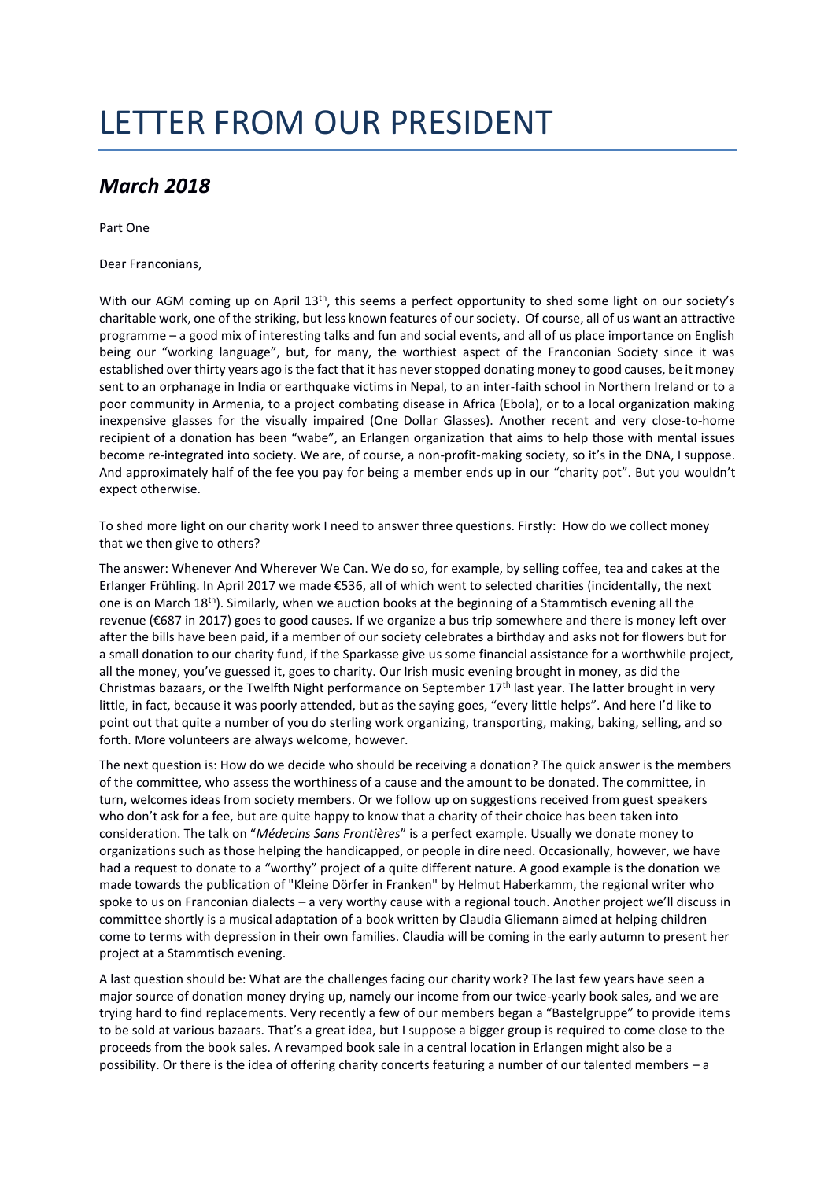# LETTER FROM OUR PRESIDENT

## *March 2018*

Part One

Dear Franconians,

With our AGM coming up on April 13th, this seems a perfect opportunity to shed some light on our society's charitable work, one of the striking, but less known features of our society. Of course, all of us want an attractive programme – a good mix of interesting talks and fun and social events, and all of us place importance on English being our "working language", but, for many, the worthiest aspect of the Franconian Society since it was established over thirty years ago is the fact that it has never stopped donating money to good causes, be it money sent to an orphanage in India or earthquake victims in Nepal, to an inter-faith school in Northern Ireland or to a poor community in Armenia, to a project combating disease in Africa (Ebola), or to a local organization making inexpensive glasses for the visually impaired (One Dollar Glasses). Another recent and very close-to-home recipient of a donation has been "wabe", an Erlangen organization that aims to help those with mental issues become re-integrated into society. We are, of course, a non-profit-making society, so it's in the DNA, I suppose. And approximately half of the fee you pay for being a member ends up in our "charity pot". But you wouldn't expect otherwise.

To shed more light on our charity work I need to answer three questions. Firstly: How do we collect money that we then give to others?

The answer: Whenever And Wherever We Can. We do so, for example, by selling coffee, tea and cakes at the Erlanger Frühling. In April 2017 we made €536, all of which went to selected charities (incidentally, the next one is on March 18th). Similarly, when we auction books at the beginning of a Stammtisch evening all the revenue (€687 in 2017) goes to good causes. If we organize a bus trip somewhere and there is money left over after the bills have been paid, if a member of our society celebrates a birthday and asks not for flowers but for a small donation to our charity fund, if the Sparkasse give us some financial assistance for a worthwhile project, all the money, you've guessed it, goes to charity. Our Irish music evening brought in money, as did the Christmas bazaars, or the Twelfth Night performance on September 17th last year. The latter brought in very little, in fact, because it was poorly attended, but as the saying goes, "every little helps". And here I'd like to point out that quite a number of you do sterling work organizing, transporting, making, baking, selling, and so forth. More volunteers are always welcome, however.

The next question is: How do we decide who should be receiving a donation? The quick answer is the members of the committee, who assess the worthiness of a cause and the amount to be donated. The committee, in turn, welcomes ideas from society members. Or we follow up on suggestions received from guest speakers who don't ask for a fee, but are quite happy to know that a charity of their choice has been taken into consideration. The talk on "*Médecins Sans Frontières*" is a perfect example. Usually we donate money to organizations such as those helping the handicapped, or people in dire need. Occasionally, however, we have had a request to donate to a "worthy" project of a quite different nature. A good example is the donation we made towards the publication of "Kleine Dörfer in Franken" by Helmut Haberkamm, the regional writer who spoke to us on Franconian dialects – a very worthy cause with a regional touch. Another project we'll discuss in committee shortly is a musical adaptation of a book written by Claudia Gliemann aimed at helping children come to terms with depression in their own families. Claudia will be coming in the early autumn to present her project at a Stammtisch evening.

A last question should be: What are the challenges facing our charity work? The last few years have seen a major source of donation money drying up, namely our income from our twice-yearly book sales, and we are trying hard to find replacements. Very recently a few of our members began a "Bastelgruppe" to provide items to be sold at various bazaars. That's a great idea, but I suppose a bigger group is required to come close to the proceeds from the book sales. A revamped book sale in a central location in Erlangen might also be a possibility. Or there is the idea of offering charity concerts featuring a number of our talented members – a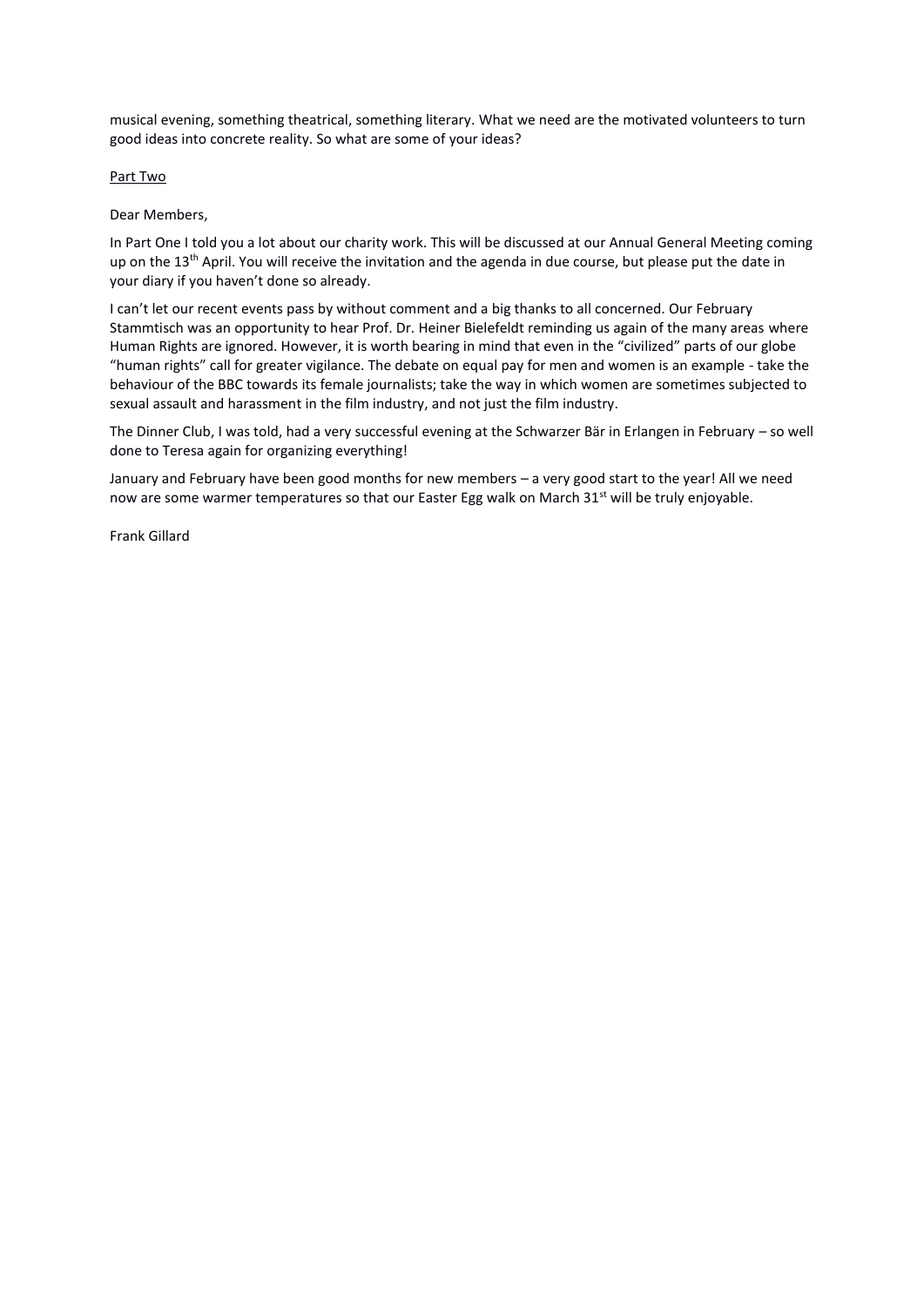musical evening, something theatrical, something literary. What we need are the motivated volunteers to turn good ideas into concrete reality. So what are some of your ideas?

Part Two

Dear Members,

In Part One I told you a lot about our charity work. This will be discussed at our Annual General Meeting coming up on the 13th April. You will receive the invitation and the agenda in due course, but please put the date in your diary if you haven't done so already.

I can't let our recent events pass by without comment and a big thanks to all concerned. Our February Stammtisch was an opportunity to hear Prof. Dr. Heiner Bielefeldt reminding us again of the many areas where Human Rights are ignored. However, it is worth bearing in mind that even in the "civilized" parts of our globe "human rights" call for greater vigilance. The debate on equal pay for men and women is an example - take the behaviour of the BBC towards its female journalists; take the way in which women are sometimes subjected to sexual assault and harassment in the film industry, and not just the film industry.

The Dinner Club, I was told, had a very successful evening at the Schwarzer Bär in Erlangen in February – so well done to Teresa again for organizing everything!

January and February have been good months for new members – a very good start to the year! All we need now are some warmer temperatures so that our Easter Egg walk on March 31st will be truly enjoyable.

Frank Gillard